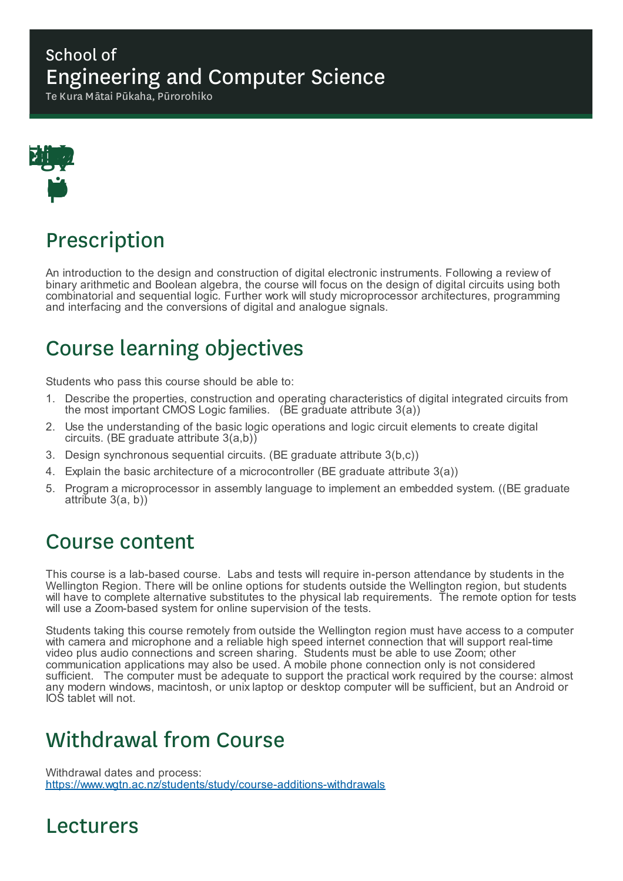# School of Engineering and Computer Science

Te Kura Mātai Pūkaha, Pūrorohiko

## Prescription

An introduction to the design and construction of digital electronic instruments. Following a review of binary arithmetic and Boolean algebra, the course will focus on the design of digital circuits using both combinatorial and sequential logic. Further work will study microprocessor architectures, programming and interfacing and the conversions of digital and analogue signals.

## Course learning objectives

Students who pass this course should be able to:

1. Describe the properties, construction and operating characteristics of digital integrated circuits from the most important CMOS Logic families. (BE graduate attribute 3(a))
2. Use the understanding of the basic logic operations and logic circuit elements to create digital circuits. (BE graduate attribute 3(a,b))
3. Design synchronous sequential circuits. (BE graduate attribute 3(b,c))
4. Explain the basic architecture of a microcontroller (BE graduate attribute 3(a))
5. Program a microprocessor in assembly language to implement an embedded system. ((BE graduate attribute 3(a, b))

## Course content

This course is a lab-based course. Labs and tests will require in-person attendance by students in the Wellington Region. There will be online options for students outside the Wellington region, but students will have to complete alternative substitutes to the physical lab requirements. The remote option for tests will use a Zoom-based system for online supervision of the tests.

Students taking this course remotely from outside the Wellington region must have access to a computer with camera and microphone and a reliable high speed internet connection that will support real-time video plus audio connections and screen sharing. Students must be able to use Zoom; other communication applications may also be used. A mobile phone connection only is not considered sufficient. The computer must be adequate to support the practical work required by the course: almost any modern windows, macintosh, or unix laptop or desktop computer will be sufficient, but an Android or IOS tablet will not.

## Withdrawal from Course

Withdrawal dates and process:
https://www.wgtn.ac.nz/students/study/course-additions-withdrawals

## Lecturers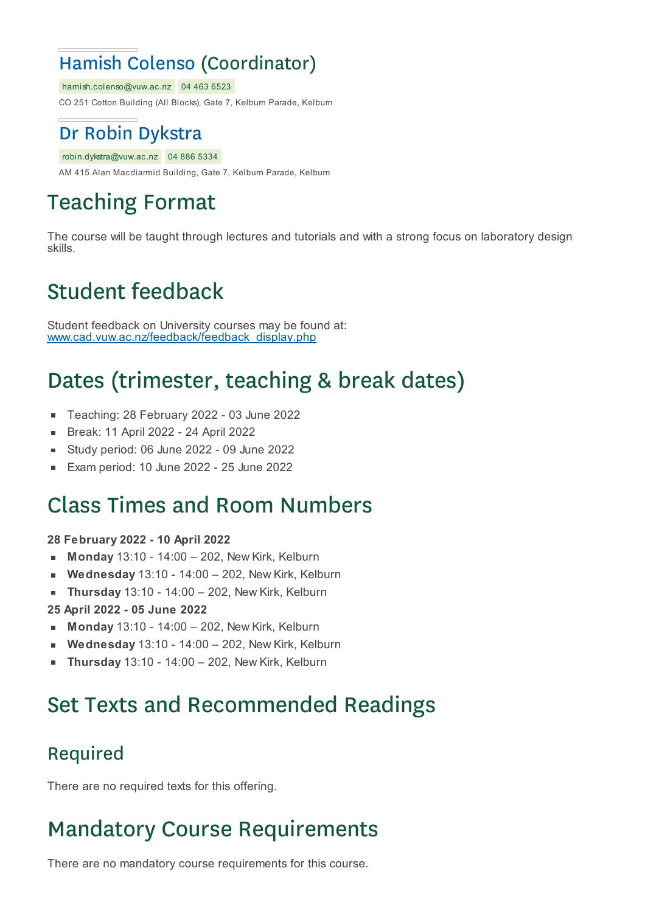## Hamish Colenso (Coordinator)

hamish.colenso@vuw.ac.nz 04 463 6523

CO 251 Cotton Building (All Blocks), Gate 7, Kelburn Parade, Kelburn

## Dr Robin Dykstra

robin.dykstra@vuw.ac.nz 04 886 5334

AM 415 Alan Macdiarmid Building, Gate 7, Kelburn Parade, Kelburn

# Teaching Format

The course will be taught through lectures and tutorials and with a strong focus on laboratory design skills.

# Student feedback

Student feedback on University courses may be found at:
www.cad.vuw.ac.nz/feedback/feedback_display.php

# Dates (trimester, teaching & break dates)

- Teaching: 28 February 2022 - 03 June 2022
- Break: 11 April 2022 - 24 April 2022
- Study period: 06 June 2022 - 09 June 2022
- Exam period: 10 June 2022 - 25 June 2022

# Class Times and Room Numbers

**28 February 2022 - 10 April 2022**

- **Monday** 13:10 - 14:00 – 202, New Kirk, Kelburn
- **Wednesday** 13:10 - 14:00 – 202, New Kirk, Kelburn
- **Thursday** 13:10 - 14:00 – 202, New Kirk, Kelburn

**25 April 2022 - 05 June 2022**

- **Monday** 13:10 - 14:00 – 202, New Kirk, Kelburn
- **Wednesday** 13:10 - 14:00 – 202, New Kirk, Kelburn
- **Thursday** 13:10 - 14:00 – 202, New Kirk, Kelburn

# Set Texts and Recommended Readings

## Required

There are no required texts for this offering.

# Mandatory Course Requirements

There are no mandatory course requirements for this course.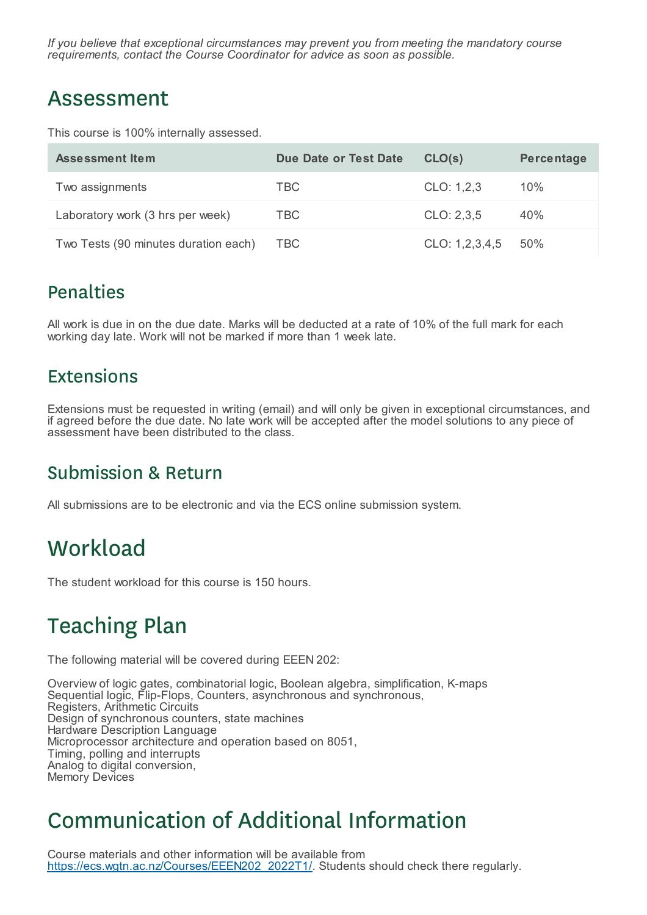*If you believe that exceptional circumstances may prevent you from meeting the mandatory course requirements, contact the Course Coordinator for advice as soon as possible.*

# Assessment

This course is 100% internally assessed.

| Assessment Item | Due Date or Test Date | CLO(s) | Percentage |
|---|---|---|---|
| Two assignments | TBC | CLO: 1,2,3 | 10% |
| Laboratory work (3 hrs per week) | TBC | CLO: 2,3,5 | 40% |
| Two Tests (90 minutes duration each) | TBC | CLO: 1,2,3,4,5 | 50% |

## Penalties

All work is due in on the due date. Marks will be deducted at a rate of 10% of the full mark for each working day late. Work will not be marked if more than 1 week late.

## Extensions

Extensions must be requested in writing (email) and will only be given in exceptional circumstances, and if agreed before the due date. No late work will be accepted after the model solutions to any piece of assessment have been distributed to the class.

## Submission & Return

All submissions are to be electronic and via the ECS online submission system.

# Workload

The student workload for this course is 150 hours.

# Teaching Plan

The following material will be covered during EEEN 202:

Overview of logic gates, combinatorial logic, Boolean algebra, simplification, K-maps
Sequential logic, Flip-Flops, Counters, asynchronous and synchronous,
Registers, Arithmetic Circuits
Design of synchronous counters, state machines
Hardware Description Language
Microprocessor architecture and operation based on 8051,
Timing, polling and interrupts
Analog to digital conversion,
Memory Devices

# Communication of Additional Information

Course materials and other information will be available from [https://ecs.wgtn.ac.nz/Courses/EEEN202_2022T1/](https://ecs.wgtn.ac.nz/Courses/EEEN202_2022T1/). Students should check there regularly.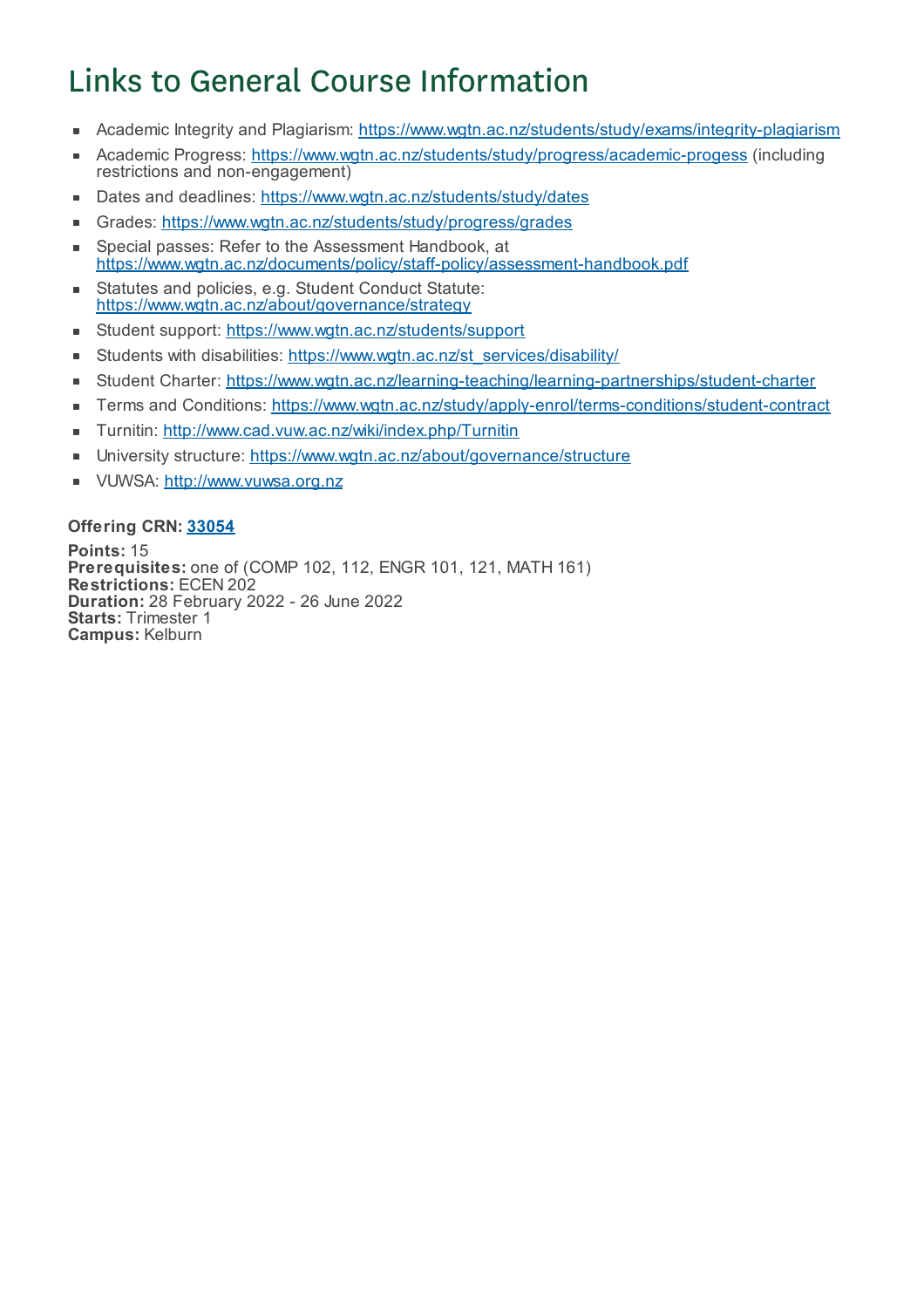# Links to General Course Information

- Academic Integrity and Plagiarism: https://www.wgtn.ac.nz/students/study/exams/integrity-plagiarism
- Academic Progress: https://www.wgtn.ac.nz/students/study/progress/academic-progess (including restrictions and non-engagement)
- Dates and deadlines: https://www.wgtn.ac.nz/students/study/dates
- Grades: https://www.wgtn.ac.nz/students/study/progress/grades
- Special passes: Refer to the Assessment Handbook, at https://www.wgtn.ac.nz/documents/policy/staff-policy/assessment-handbook.pdf
- Statutes and policies, e.g. Student Conduct Statute: https://www.wgtn.ac.nz/about/governance/strategy
- Student support: https://www.wgtn.ac.nz/students/support
- Students with disabilities: https://www.wgtn.ac.nz/st_services/disability/
- Student Charter: https://www.wgtn.ac.nz/learning-teaching/learning-partnerships/student-charter
- Terms and Conditions: https://www.wgtn.ac.nz/study/apply-enrol/terms-conditions/student-contract
- Turnitin: http://www.cad.vuw.ac.nz/wiki/index.php/Turnitin
- University structure: https://www.wgtn.ac.nz/about/governance/structure
- VUWSA: http://www.vuwsa.org.nz

**Offering CRN: 33054**

**Points:** 15
**Prerequisites:** one of (COMP 102, 112, ENGR 101, 121, MATH 161)
**Restrictions:** ECEN 202
**Duration:** 28 February 2022 - 26 June 2022
**Starts:** Trimester 1
**Campus:** Kelburn